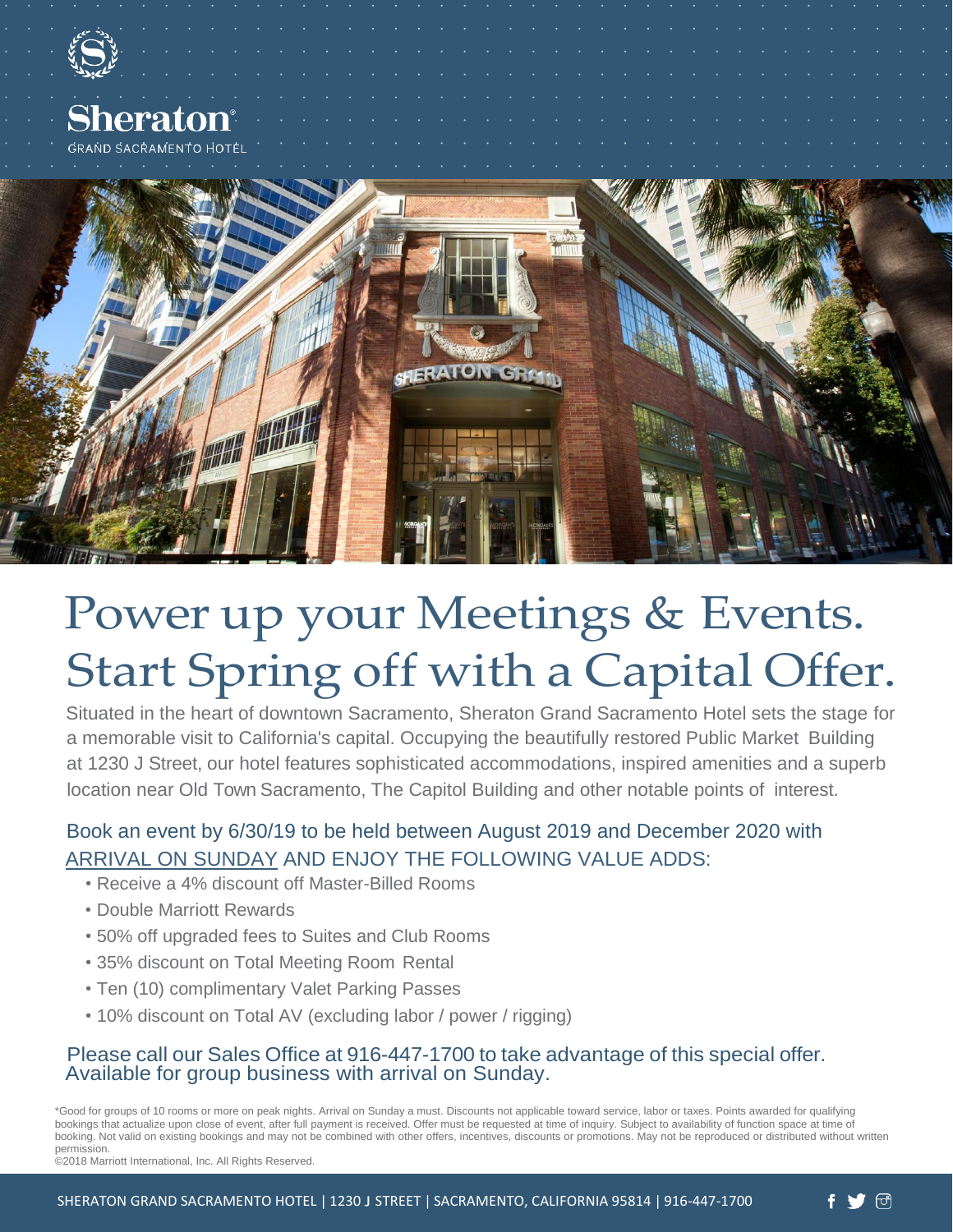# Sheraton

GRAND SACRAMENTO HOTEL

# Power up your Meetings & Events. Start Spring off with a Capital Offer.

Situated in the heart of downtown Sacramento, Sheraton Grand Sacramento Hotel sets the stage for a memorable visit to California's capital. Occupying the beautifully restored Public Market Building at 1230 J Street, our hotel features sophisticated accommodations, inspired amenities and a superb location near Old Town Sacramento, The Capitol Building and other notable points of interest.

## Book an event by 6/30/19 to be held between August 2019 and December 2020 with ARRIVAL ON SUNDAY AND ENJOY THE FOLLOWING VALUE ADDS:

- Receive a 4% discount off Master-Billed Rooms
- Double Marriott Rewards
- 50% off upgraded fees to Suites and Club Rooms
- 35% discount on Total Meeting Room Rental
- Ten (10) complimentary Valet Parking Passes
- 10% discount on Total AV (excluding labor / power / rigging)

Please call our Sales Office at 916-447-1700 to take advantage of this special offer. Available for group business with arrival on Sunday.

*Good for groups of 10 rooms or more on peak nights. Arrival on Sunday a must. Discounts not applicable toward service, labor or taxes. Points awarded for qualifying bookings that actualize upon close of event, after full payment is received. Offer must be requested at time of inquiry. Subject to availability of function space at time of booking. Not valid on existing bookings and may not be combined with other offers, incentives, discounts or promotions. May not be reproduced or distributed without written permission.

©2018 Marriott International, Inc. All Rights Reserved.

SHERATON GRAND SACRAMENTO HOTEL | 1230 J STREET | SACRAMENTO, CALIFORNIA 95814 | 916-447-1700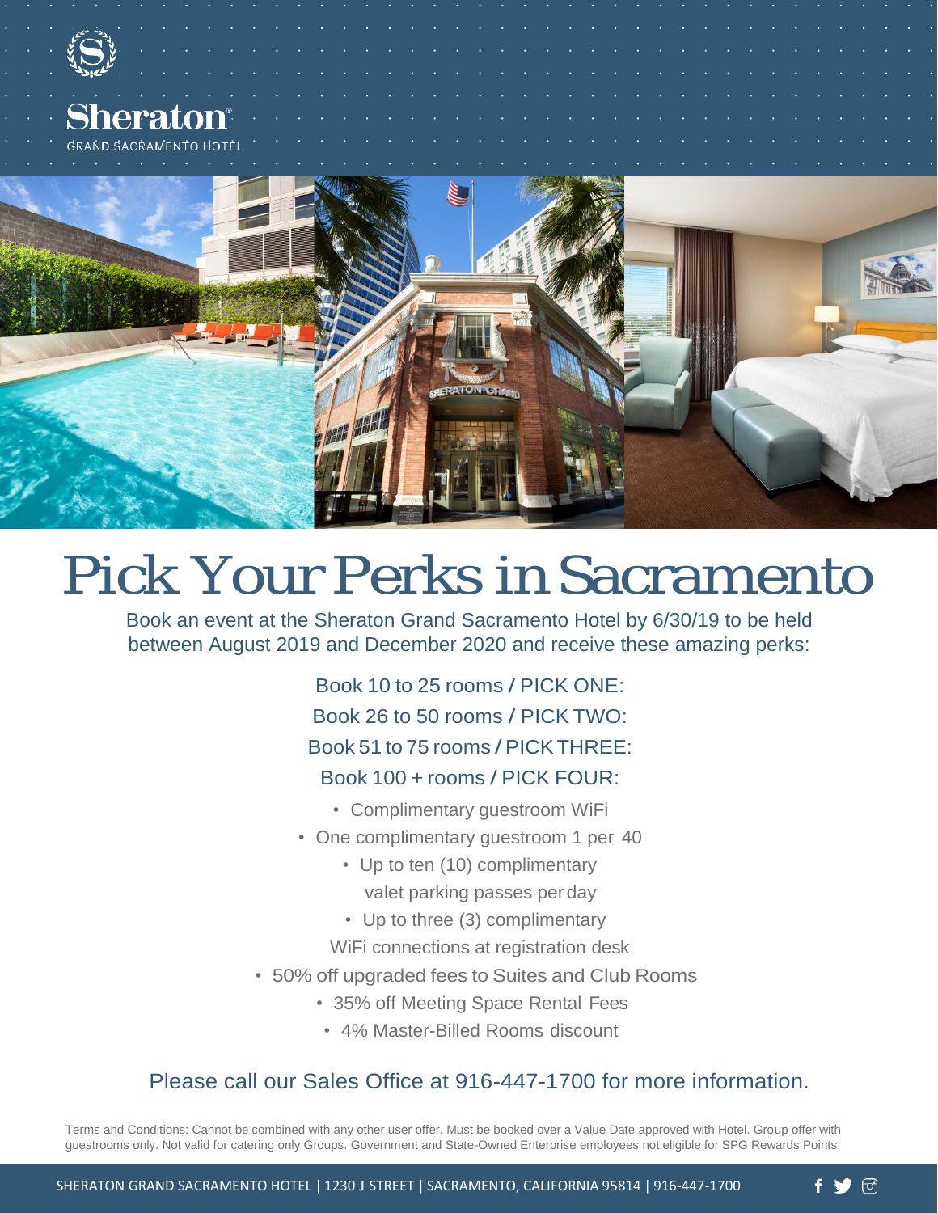Sheraton

GRAND SACRAMENTO HOTEL

# Pick Your Perks in Sacramento

Book an event at the Sheraton Grand Sacramento Hotel by 6/30/19 to be held between August 2019 and December 2020 and receive these amazing perks:

Book 10 to 25 rooms / PICK ONE:

Book 26 to 50 rooms / PICK TWO:

Book 51 to 75 rooms / PICK THREE:

Book 100 + rooms / PICK FOUR:

- Complimentary guestroom WiFi
- One complimentary guestroom 1 per 40
- Up to ten (10) complimentary valet parking passes per day
- Up to three (3) complimentary WiFi connections at registration desk
- 50% off upgraded fees to Suites and Club Rooms
- 35% off Meeting Space Rental Fees
- 4% Master-Billed Rooms discount

Please call our Sales Office at 916-447-1700 for more information.

Terms and Conditions: Cannot be combined with any other user offer. Must be booked over a Value Date approved with Hotel. Group offer with guestrooms only. Not valid for catering only Groups. Government and State-Owned Enterprise employees not eligible for SPG Rewards Points.

SHERATON GRAND SACRAMENTO HOTEL | 1230 J STREET | SACRAMENTO, CALIFORNIA 95814 | 916-447-1700